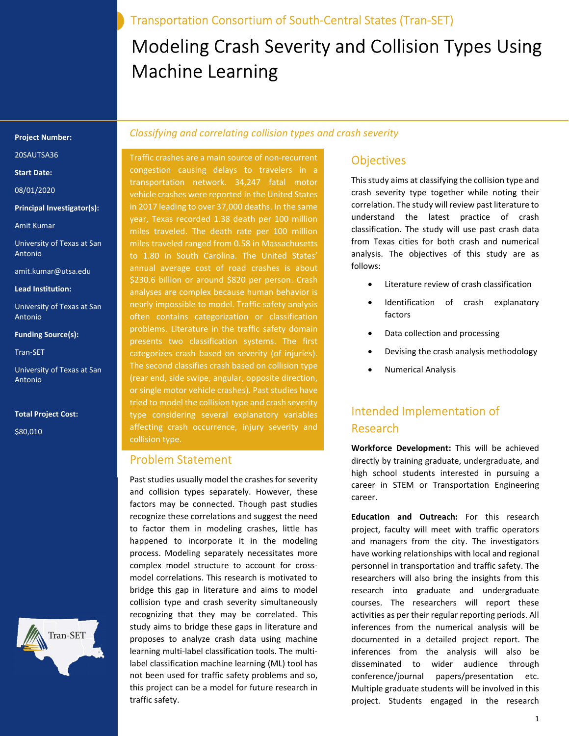Transportation Consortium of South-Central States (Tran-SET)

# Modeling Crash Severity and Collision Types Using Machine Learning

**Project Number:**

20SAUTSA36

**Start Date:**

08/01/2020

**Principal Investigator(s):**

Amit Kumar

University of Texas at San Antonio

amit.kumar@utsa.edu

**Lead Institution:**

University of Texas at San Antonio

**Funding Source(s):**

Tran-SET

University of Texas at San Antonio

**Total Project Cost:**

$80,010

*Classifying and correlating collision types and crash severity*

Traffic crashes are a main source of non-recurrent congestion causing delays to travelers in a transportation network. 34,247 fatal motor vehicle crashes were reported in the United States in 2017 leading to over 37,000 deaths. In the same year, Texas recorded 1.38 death per 100 million miles traveled. The death rate per 100 million miles traveled ranged from 0.58 in Massachusetts to 1.80 in South Carolina. The United States' annual average cost of road crashes is about $230.6 billion or around $820 per person. Crash analyses are complex because human behavior is nearly impossible to model. Traffic safety analysis often contains categorization or classification problems. Literature in the traffic safety domain presents two classification systems. The first categorizes crash based on severity (of injuries). The second classifies crash based on collision type (rear end, side swipe, angular, opposite direction, or single motor vehicle crashes). Past studies have tried to model the collision type and crash severity type considering several explanatory variables affecting crash occurrence, injury severity and collision type.

## Problem Statement

Past studies usually model the crashes for severity and collision types separately. However, these factors may be connected. Though past studies recognize these correlations and suggest the need to factor them in modeling crashes, little has happened to incorporate it in the modeling process. Modeling separately necessitates more complex model structure to account for cross-model correlations. This research is motivated to bridge this gap in literature and aims to model collision type and crash severity simultaneously recognizing that they may be correlated. This study aims to bridge these gaps in literature and proposes to analyze crash data using machine learning multi-label classification tools. The multi-label classification machine learning (ML) tool has not been used for traffic safety problems and so, this project can be a model for future research in traffic safety.

## Objectives

This study aims at classifying the collision type and crash severity type together while noting their correlation. The study will review past literature to understand the latest practice of crash classification. The study will use past crash data from Texas cities for both crash and numerical analysis. The objectives of this study are as follows:

- Literature review of crash classification
- Identification of crash explanatory factors
- Data collection and processing
- Devising the crash analysis methodology
- Numerical Analysis

## Intended Implementation of Research

**Workforce Development:** This will be achieved directly by training graduate, undergraduate, and high school students interested in pursuing a career in STEM or Transportation Engineering career.

**Education and Outreach:** For this research project, faculty will meet with traffic operators and managers from the city. The investigators have working relationships with local and regional personnel in transportation and traffic safety. The researchers will also bring the insights from this research into graduate and undergraduate courses. The researchers will report these activities as per their regular reporting periods. All inferences from the numerical analysis will be documented in a detailed project report. The inferences from the analysis will also be disseminated to wider audience through conference/journal papers/presentation etc. Multiple graduate students will be involved in this project. Students engaged in the research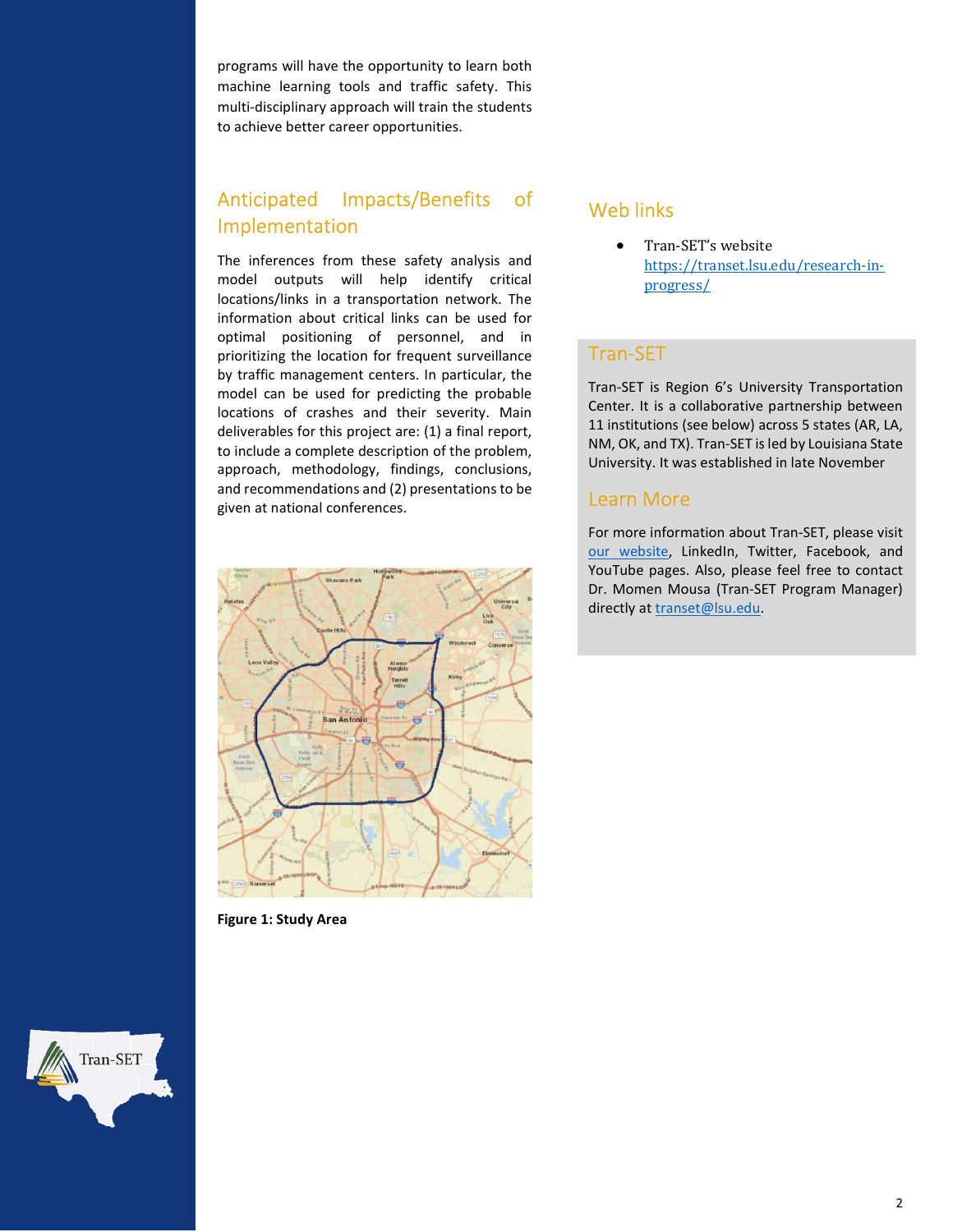programs will have the opportunity to learn both machine learning tools and traffic safety. This multi-disciplinary approach will train the students to achieve better career opportunities.

## Anticipated Impacts/Benefits of Implementation

The inferences from these safety analysis and model outputs will help identify critical locations/links in a transportation network. The information about critical links can be used for optimal positioning of personnel, and in prioritizing the location for frequent surveillance by traffic management centers. In particular, the model can be used for predicting the probable locations of crashes and their severity. Main deliverables for this project are: (1) a final report, to include a complete description of the problem, approach, methodology, findings, conclusions, and recommendations and (2) presentations to be given at national conferences.

**Figure 1: Study Area**

## Web links

- Tran-SET's website [https://transet.lsu.edu/research-in-progress/](https://transet.lsu.edu/research-in-progress/)

## Tran-SET

Tran-SET is Region 6's University Transportation Center. It is a collaborative partnership between 11 institutions (see below) across 5 states (AR, LA, NM, OK, and TX). Tran-SET is led by Louisiana State University. It was established in late November

## Learn More

For more information about Tran-SET, please visit [our website](https://transet.lsu.edu), LinkedIn, Twitter, Facebook, and YouTube pages. Also, please feel free to contact Dr. Momen Mousa (Tran-SET Program Manager) directly at [transet@lsu.edu](mailto:transet@lsu.edu).